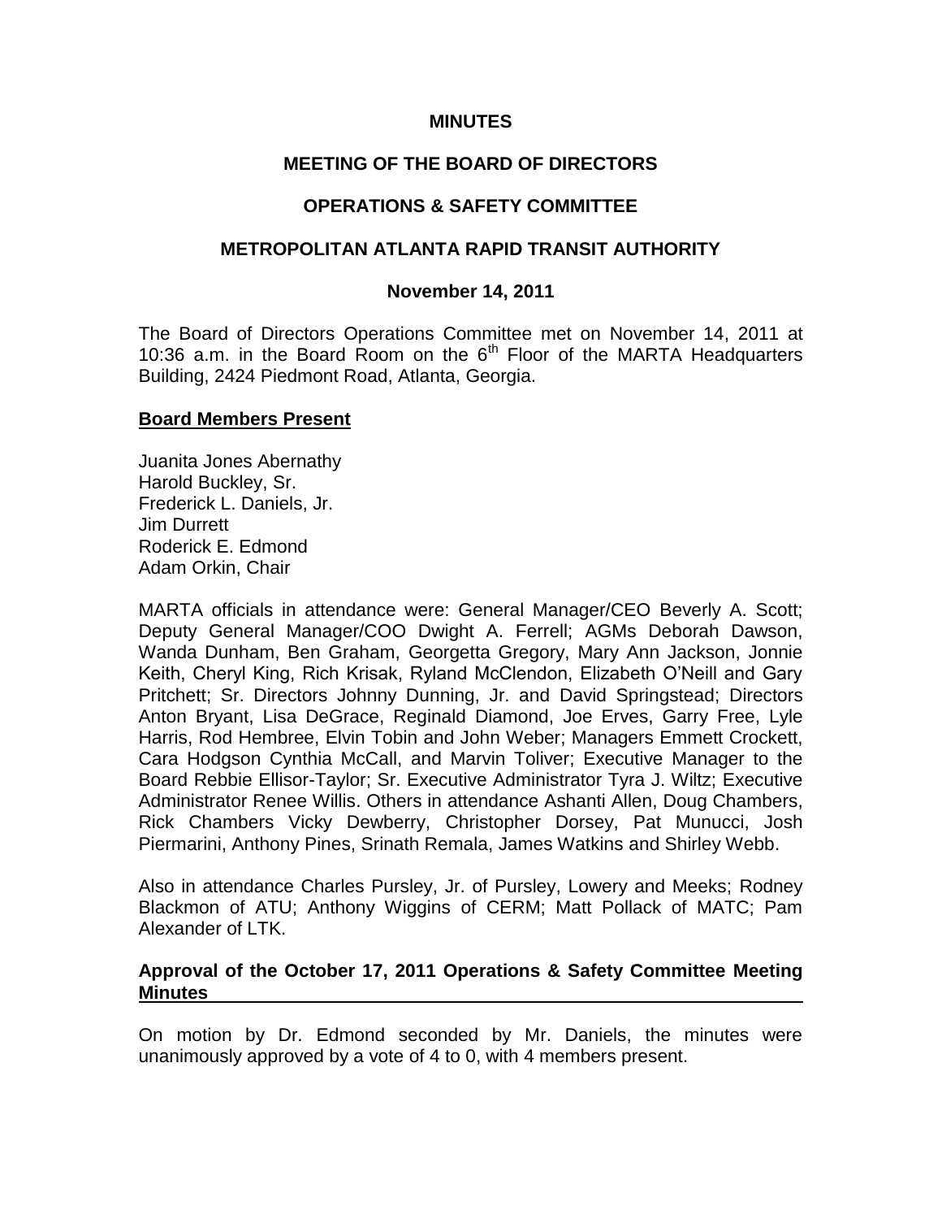**MINUTES**

**MEETING OF THE BOARD OF DIRECTORS**

**OPERATIONS & SAFETY COMMITTEE**

**METROPOLITAN ATLANTA RAPID TRANSIT AUTHORITY**

**November 14, 2011**

The Board of Directors Operations Committee met on November 14, 2011 at 10:36 a.m. in the Board Room on the 6th Floor of the MARTA Headquarters Building, 2424 Piedmont Road, Atlanta, Georgia.

**Board Members Present**

Juanita Jones Abernathy
Harold Buckley, Sr.
Frederick L. Daniels, Jr.
Jim Durrett
Roderick E. Edmond
Adam Orkin, Chair

MARTA officials in attendance were: General Manager/CEO Beverly A. Scott; Deputy General Manager/COO Dwight A. Ferrell; AGMs Deborah Dawson, Wanda Dunham, Ben Graham, Georgetta Gregory, Mary Ann Jackson, Jonnie Keith, Cheryl King, Rich Krisak, Ryland McClendon, Elizabeth O'Neill and Gary Pritchett; Sr. Directors Johnny Dunning, Jr. and David Springstead; Directors Anton Bryant, Lisa DeGrace, Reginald Diamond, Joe Erves, Garry Free, Lyle Harris, Rod Hembree, Elvin Tobin and John Weber; Managers Emmett Crockett, Cara Hodgson Cynthia McCall, and Marvin Toliver; Executive Manager to the Board Rebbie Ellisor-Taylor; Sr. Executive Administrator Tyra J. Wiltz; Executive Administrator Renee Willis. Others in attendance Ashanti Allen, Doug Chambers, Rick Chambers Vicky Dewberry, Christopher Dorsey, Pat Munucci, Josh Piermarini, Anthony Pines, Srinath Remala, James Watkins and Shirley Webb.

Also in attendance Charles Pursley, Jr. of Pursley, Lowery and Meeks; Rodney Blackmon of ATU; Anthony Wiggins of CERM; Matt Pollack of MATC; Pam Alexander of LTK.

**Approval of the October 17, 2011 Operations & Safety Committee Meeting Minutes**

On motion by Dr. Edmond seconded by Mr. Daniels, the minutes were unanimously approved by a vote of 4 to 0, with 4 members present.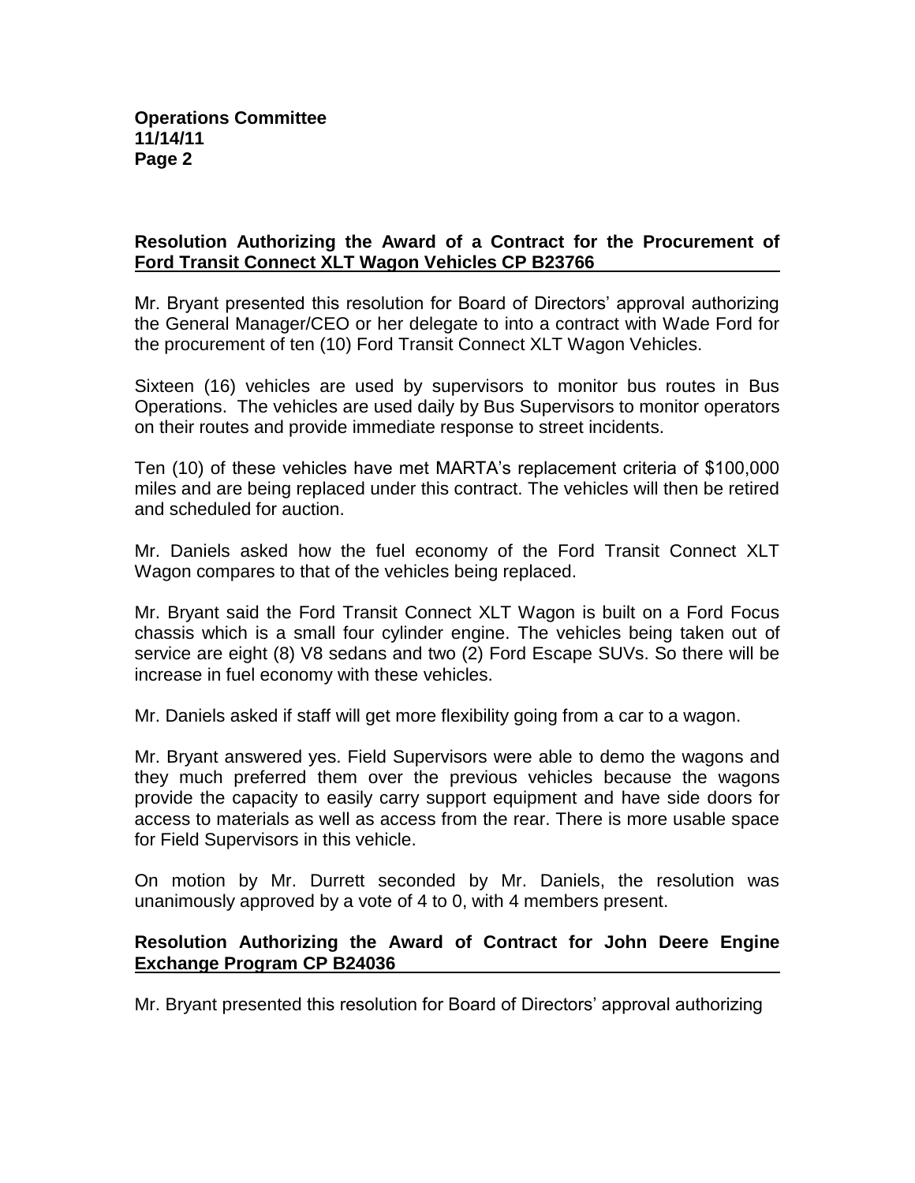**Resolution Authorizing the Award of a Contract for the Procurement of Ford Transit Connect XLT Wagon Vehicles CP B23766**

Mr. Bryant presented this resolution for Board of Directors' approval authorizing the General Manager/CEO or her delegate to into a contract with Wade Ford for the procurement of ten (10) Ford Transit Connect XLT Wagon Vehicles.

Sixteen (16) vehicles are used by supervisors to monitor bus routes in Bus Operations. The vehicles are used daily by Bus Supervisors to monitor operators on their routes and provide immediate response to street incidents.

Ten (10) of these vehicles have met MARTA's replacement criteria of $100,000 miles and are being replaced under this contract. The vehicles will then be retired and scheduled for auction.

Mr. Daniels asked how the fuel economy of the Ford Transit Connect XLT Wagon compares to that of the vehicles being replaced.

Mr. Bryant said the Ford Transit Connect XLT Wagon is built on a Ford Focus chassis which is a small four cylinder engine. The vehicles being taken out of service are eight (8) V8 sedans and two (2) Ford Escape SUVs. So there will be increase in fuel economy with these vehicles.

Mr. Daniels asked if staff will get more flexibility going from a car to a wagon.

Mr. Bryant answered yes. Field Supervisors were able to demo the wagons and they much preferred them over the previous vehicles because the wagons provide the capacity to easily carry support equipment and have side doors for access to materials as well as access from the rear. There is more usable space for Field Supervisors in this vehicle.

On motion by Mr. Durrett seconded by Mr. Daniels, the resolution was unanimously approved by a vote of 4 to 0, with 4 members present.

**Resolution Authorizing the Award of Contract for John Deere Engine Exchange Program CP B24036**

Mr. Bryant presented this resolution for Board of Directors' approval authorizing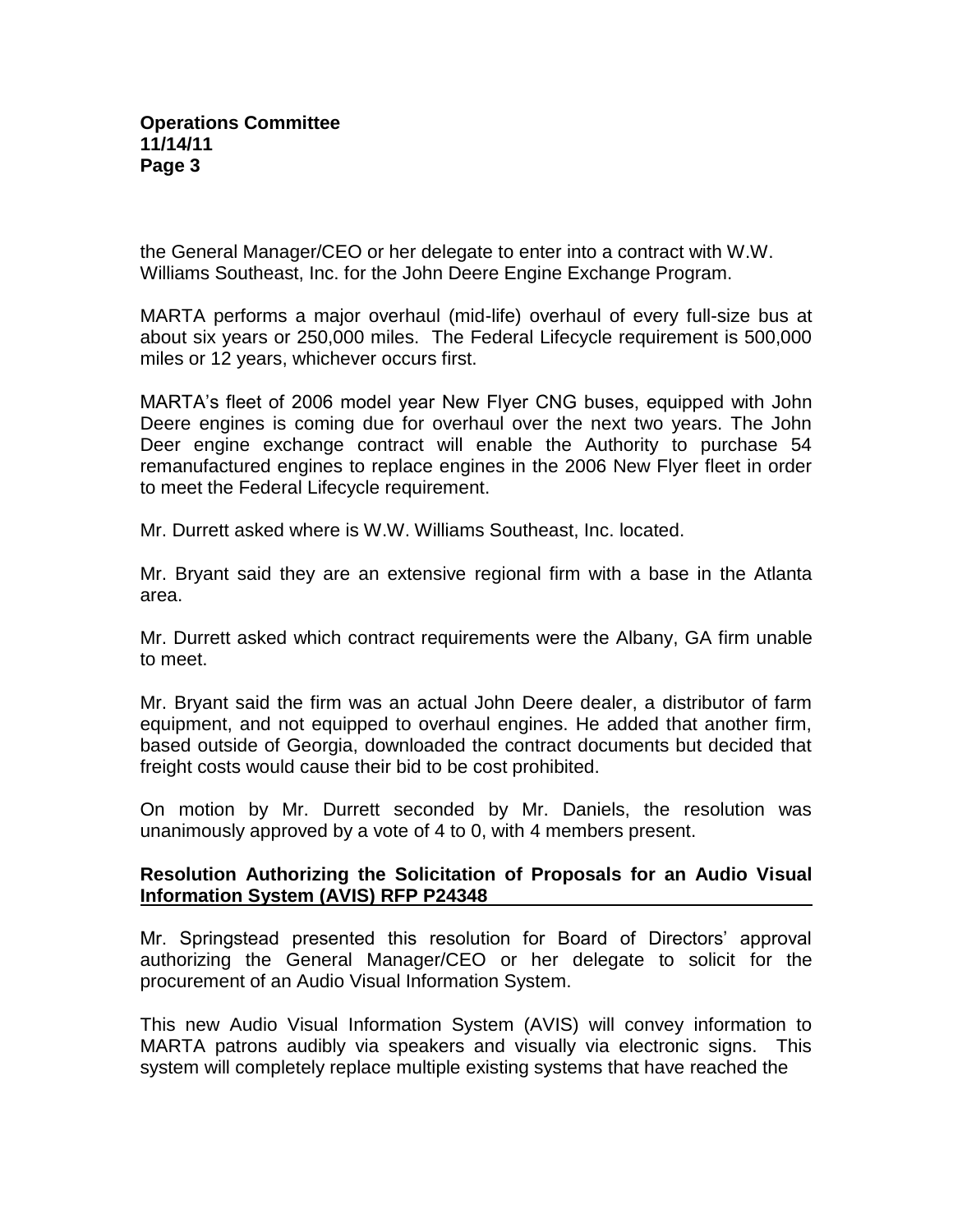the General Manager/CEO or her delegate to enter into a contract with W.W. Williams Southeast, Inc. for the John Deere Engine Exchange Program.

MARTA performs a major overhaul (mid-life) overhaul of every full-size bus at about six years or 250,000 miles. The Federal Lifecycle requirement is 500,000 miles or 12 years, whichever occurs first.

MARTA's fleet of 2006 model year New Flyer CNG buses, equipped with John Deere engines is coming due for overhaul over the next two years. The John Deer engine exchange contract will enable the Authority to purchase 54 remanufactured engines to replace engines in the 2006 New Flyer fleet in order to meet the Federal Lifecycle requirement.

Mr. Durrett asked where is W.W. Williams Southeast, Inc. located.

Mr. Bryant said they are an extensive regional firm with a base in the Atlanta area.

Mr. Durrett asked which contract requirements were the Albany, GA firm unable to meet.

Mr. Bryant said the firm was an actual John Deere dealer, a distributor of farm equipment, and not equipped to overhaul engines. He added that another firm, based outside of Georgia, downloaded the contract documents but decided that freight costs would cause their bid to be cost prohibited.

On motion by Mr. Durrett seconded by Mr. Daniels, the resolution was unanimously approved by a vote of 4 to 0, with 4 members present.

**Resolution Authorizing the Solicitation of Proposals for an Audio Visual Information System (AVIS) RFP P24348**

Mr. Springstead presented this resolution for Board of Directors' approval authorizing the General Manager/CEO or her delegate to solicit for the procurement of an Audio Visual Information System.

This new Audio Visual Information System (AVIS) will convey information to MARTA patrons audibly via speakers and visually via electronic signs. This system will completely replace multiple existing systems that have reached the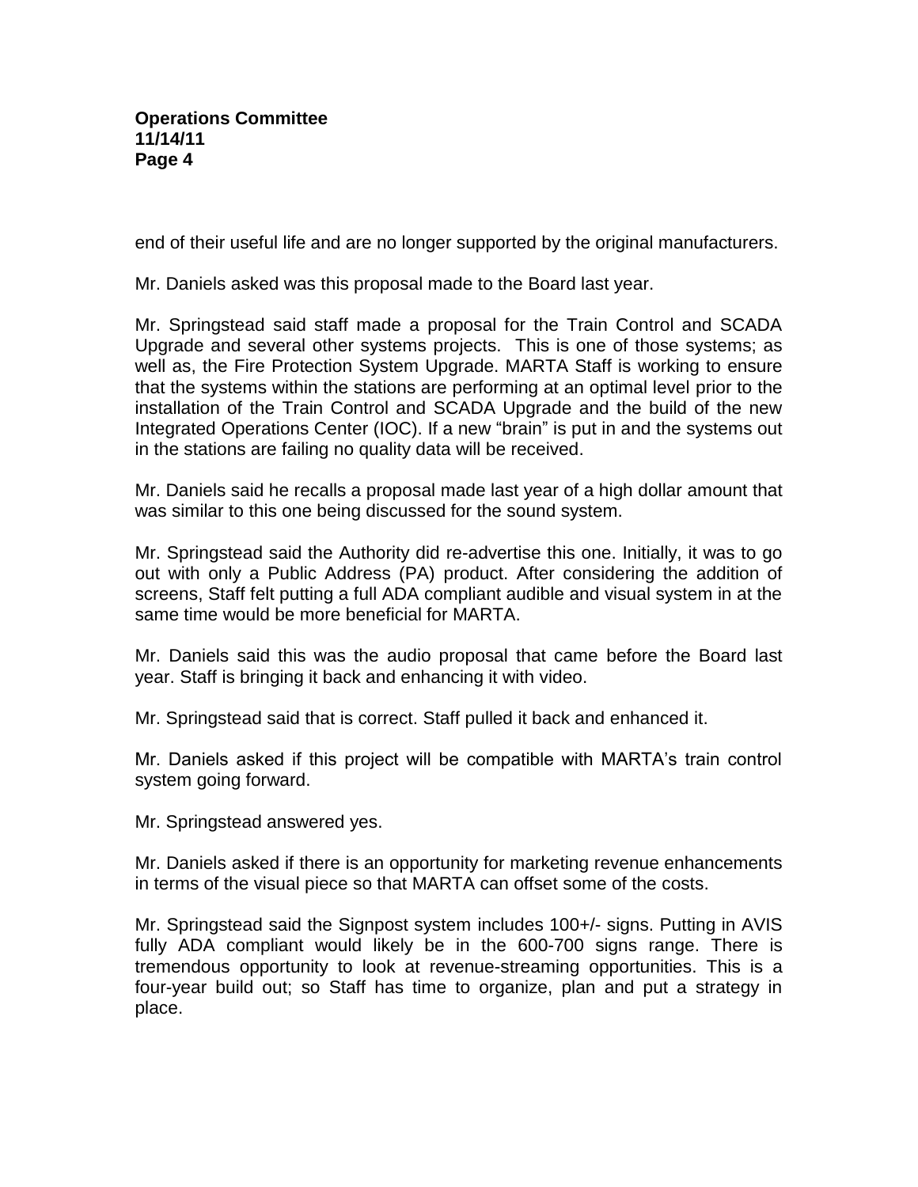end of their useful life and are no longer supported by the original manufacturers.

Mr. Daniels asked was this proposal made to the Board last year.

Mr. Springstead said staff made a proposal for the Train Control and SCADA Upgrade and several other systems projects. This is one of those systems; as well as, the Fire Protection System Upgrade. MARTA Staff is working to ensure that the systems within the stations are performing at an optimal level prior to the installation of the Train Control and SCADA Upgrade and the build of the new Integrated Operations Center (IOC). If a new "brain" is put in and the systems out in the stations are failing no quality data will be received.

Mr. Daniels said he recalls a proposal made last year of a high dollar amount that was similar to this one being discussed for the sound system.

Mr. Springstead said the Authority did re-advertise this one. Initially, it was to go out with only a Public Address (PA) product. After considering the addition of screens, Staff felt putting a full ADA compliant audible and visual system in at the same time would be more beneficial for MARTA.

Mr. Daniels said this was the audio proposal that came before the Board last year. Staff is bringing it back and enhancing it with video.

Mr. Springstead said that is correct. Staff pulled it back and enhanced it.

Mr. Daniels asked if this project will be compatible with MARTA's train control system going forward.

Mr. Springstead answered yes.

Mr. Daniels asked if there is an opportunity for marketing revenue enhancements in terms of the visual piece so that MARTA can offset some of the costs.

Mr. Springstead said the Signpost system includes 100+/- signs. Putting in AVIS fully ADA compliant would likely be in the 600-700 signs range. There is tremendous opportunity to look at revenue-streaming opportunities. This is a four-year build out; so Staff has time to organize, plan and put a strategy in place.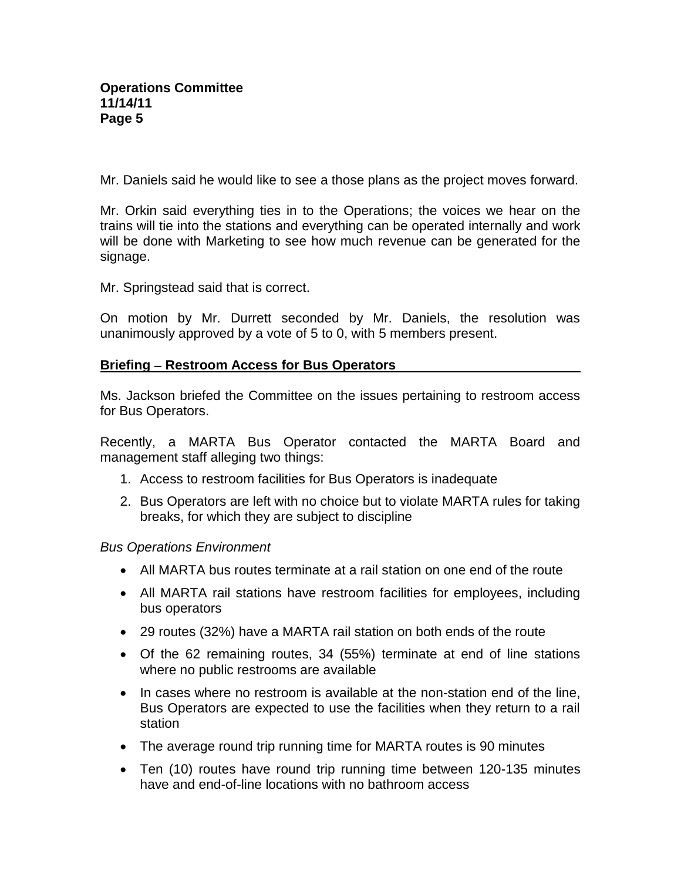Mr. Daniels said he would like to see a those plans as the project moves forward.

Mr. Orkin said everything ties in to the Operations; the voices we hear on the trains will tie into the stations and everything can be operated internally and work will be done with Marketing to see how much revenue can be generated for the signage.

Mr. Springstead said that is correct.

On motion by Mr. Durrett seconded by Mr. Daniels, the resolution was unanimously approved by a vote of 5 to 0, with 5 members present.

## **Briefing – Restroom Access for Bus Operators**

Ms. Jackson briefed the Committee on the issues pertaining to restroom access for Bus Operators.

Recently, a MARTA Bus Operator contacted the MARTA Board and management staff alleging two things:

1. Access to restroom facilities for Bus Operators is inadequate
2. Bus Operators are left with no choice but to violate MARTA rules for taking breaks, for which they are subject to discipline

*Bus Operations Environment*

- All MARTA bus routes terminate at a rail station on one end of the route
- All MARTA rail stations have restroom facilities for employees, including bus operators
- 29 routes (32%) have a MARTA rail station on both ends of the route
- Of the 62 remaining routes, 34 (55%) terminate at end of line stations where no public restrooms are available
- In cases where no restroom is available at the non-station end of the line, Bus Operators are expected to use the facilities when they return to a rail station
- The average round trip running time for MARTA routes is 90 minutes
- Ten (10) routes have round trip running time between 120-135 minutes have and end-of-line locations with no bathroom access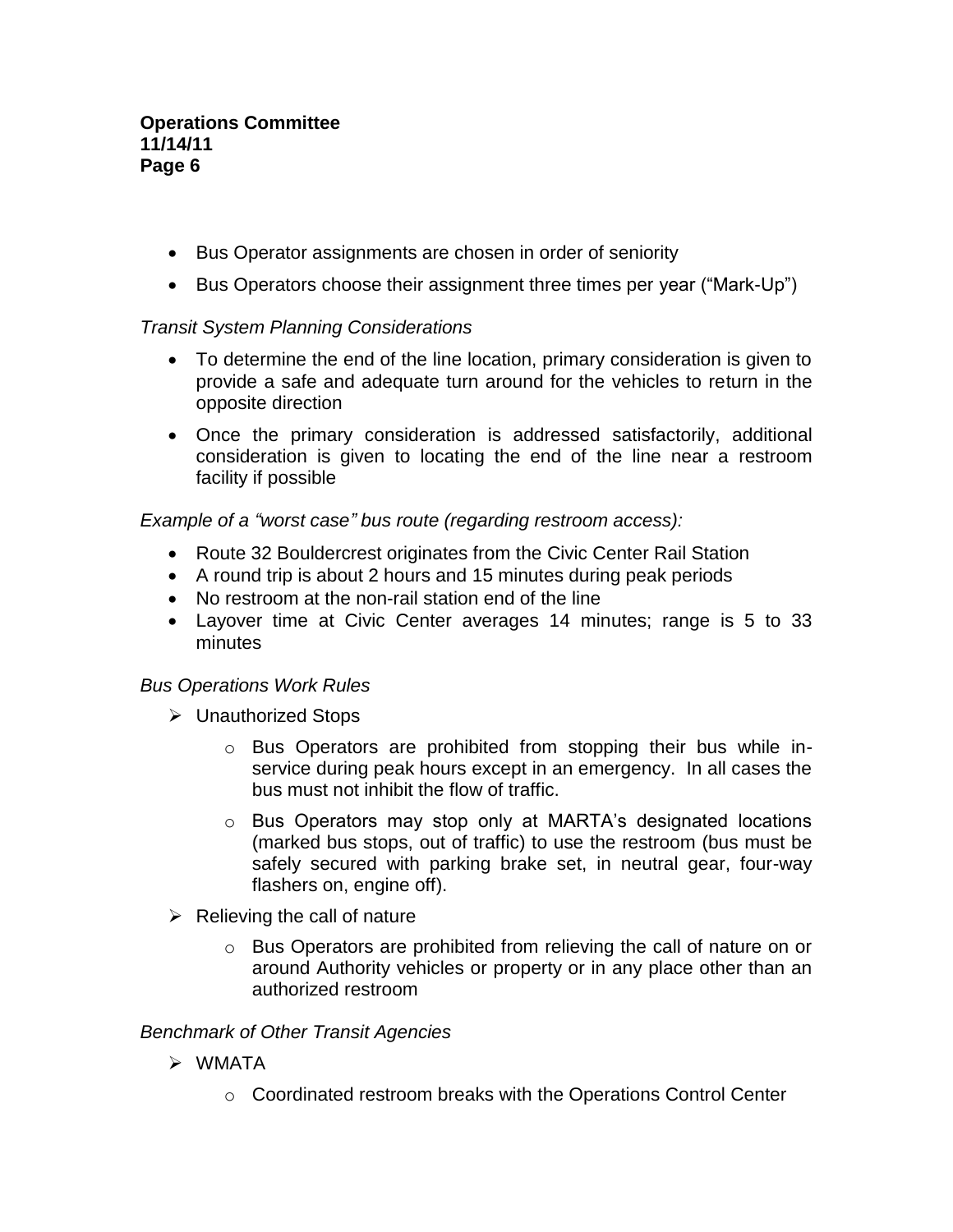- Bus Operator assignments are chosen in order of seniority
- Bus Operators choose their assignment three times per year ("Mark-Up")

*Transit System Planning Considerations*

- To determine the end of the line location, primary consideration is given to provide a safe and adequate turn around for the vehicles to return in the opposite direction
- Once the primary consideration is addressed satisfactorily, additional consideration is given to locating the end of the line near a restroom facility if possible

*Example of a "worst case" bus route (regarding restroom access):*

- Route 32 Bouldercrest originates from the Civic Center Rail Station
- A round trip is about 2 hours and 15 minutes during peak periods
- No restroom at the non-rail station end of the line
- Layover time at Civic Center averages 14 minutes; range is 5 to 33 minutes

*Bus Operations Work Rules*

- Unauthorized Stops
    - Bus Operators are prohibited from stopping their bus while in-service during peak hours except in an emergency. In all cases the bus must not inhibit the flow of traffic.
    - Bus Operators may stop only at MARTA's designated locations (marked bus stops, out of traffic) to use the restroom (bus must be safely secured with parking brake set, in neutral gear, four-way flashers on, engine off).
- Relieving the call of nature
    - Bus Operators are prohibited from relieving the call of nature on or around Authority vehicles or property or in any place other than an authorized restroom

*Benchmark of Other Transit Agencies*

- WMATA
    - Coordinated restroom breaks with the Operations Control Center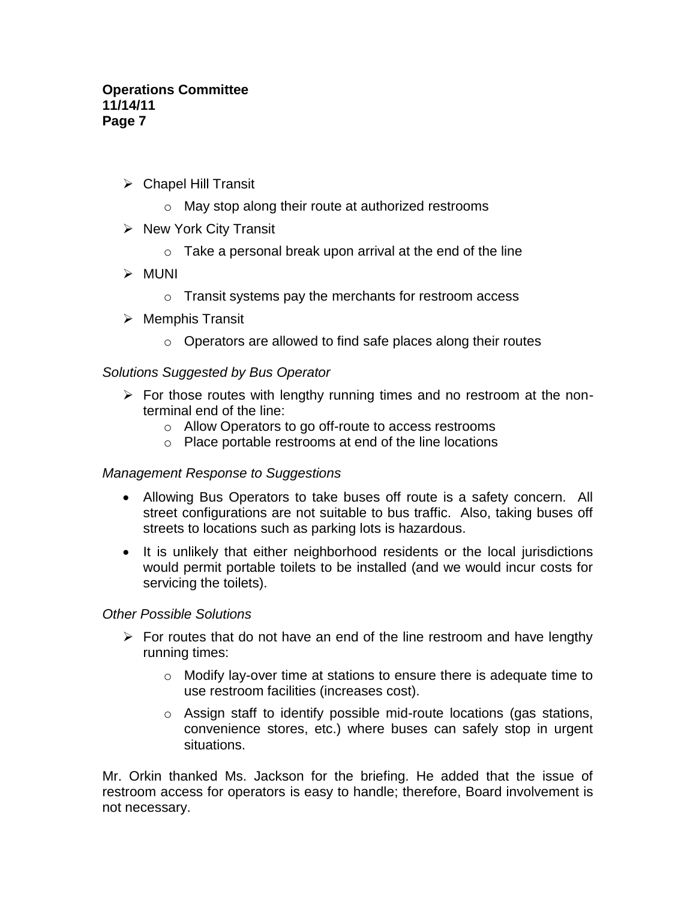- Chapel Hill Transit
    - May stop along their route at authorized restrooms
- New York City Transit
    - Take a personal break upon arrival at the end of the line
- MUNI
    - Transit systems pay the merchants for restroom access
- Memphis Transit
    - Operators are allowed to find safe places along their routes

*Solutions Suggested by Bus Operator*

- For those routes with lengthy running times and no restroom at the non-terminal end of the line:
    - Allow Operators to go off-route to access restrooms
    - Place portable restrooms at end of the line locations

*Management Response to Suggestions*

- Allowing Bus Operators to take buses off route is a safety concern. All street configurations are not suitable to bus traffic. Also, taking buses off streets to locations such as parking lots is hazardous.
- It is unlikely that either neighborhood residents or the local jurisdictions would permit portable toilets to be installed (and we would incur costs for servicing the toilets).

*Other Possible Solutions*

- For routes that do not have an end of the line restroom and have lengthy running times:
    - Modify lay-over time at stations to ensure there is adequate time to use restroom facilities (increases cost).
    - Assign staff to identify possible mid-route locations (gas stations, convenience stores, etc.) where buses can safely stop in urgent situations.

Mr. Orkin thanked Ms. Jackson for the briefing. He added that the issue of restroom access for operators is easy to handle; therefore, Board involvement is not necessary.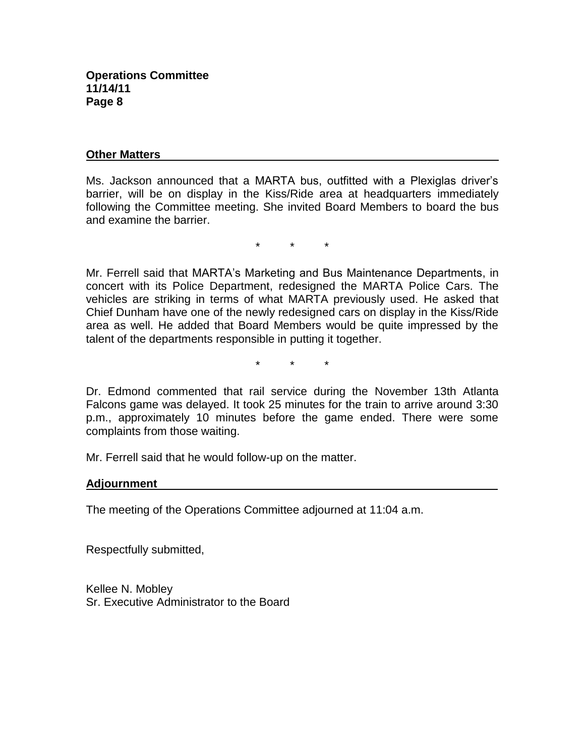## Other Matters

Ms. Jackson announced that a MARTA bus, outfitted with a Plexiglas driver's barrier, will be on display in the Kiss/Ride area at headquarters immediately following the Committee meeting. She invited Board Members to board the bus and examine the barrier.

\* \* \*

Mr. Ferrell said that MARTA's Marketing and Bus Maintenance Departments, in concert with its Police Department, redesigned the MARTA Police Cars. The vehicles are striking in terms of what MARTA previously used. He asked that Chief Dunham have one of the newly redesigned cars on display in the Kiss/Ride area as well. He added that Board Members would be quite impressed by the talent of the departments responsible in putting it together.

\* \* \*

Dr. Edmond commented that rail service during the November 13th Atlanta Falcons game was delayed. It took 25 minutes for the train to arrive around 3:30 p.m., approximately 10 minutes before the game ended. There were some complaints from those waiting.

Mr. Ferrell said that he would follow-up on the matter.

## Adjournment

The meeting of the Operations Committee adjourned at 11:04 a.m.

Respectfully submitted,

Kellee N. Mobley
Sr. Executive Administrator to the Board